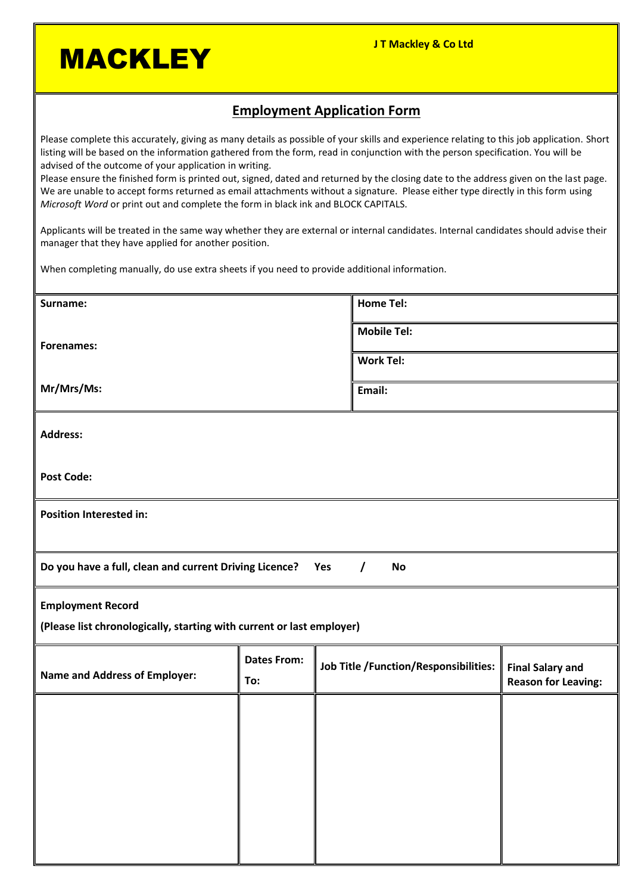# MACKLEY

**J T Mackley & Co Ltd**

## Employment Application Form

Please complete this accurately, giving as many details as possible of your skills and experience relating to this job application. Short listing will be based on the information gathered from the form, read in conjunction with the person specification. You will be advised of the outcome of your application in writing.

Please ensure the finished form is printed out, signed, dated and returned by the closing date to the address given on the last page. We are unable to accept forms returned as email attachments without a signature. Please either type directly in this form using *Microsoft Word* or print out and complete the form in black ink and BLOCK CAPITALS.

Applicants will be treated in the same way whether they are external or internal candidates. Internal candidates should advise their manager that they have applied for another position.

When completing manually, do use extra sheets if you need to provide additional information.

| | |
|---|---|
| **Surname:** | **Home Tel:** |
| **Forenames:** | **Mobile Tel:** |
| | **Work Tel:** |
| **Mr/Mrs/Ms:** | **Email:** |

**Address:**

**Post Code:**

**Position Interested in:**

**Do you have a full, clean and current Driving Licence? Yes / No**

**Employment Record**

**(Please list chronologically, starting with current or last employer)**

| **Name and Address of Employer:** | **Dates From: To:** | **Job Title /Function/Responsibilities:** | **Final Salary and Reason for Leaving:** |
|---|---|---|---|
| | | | |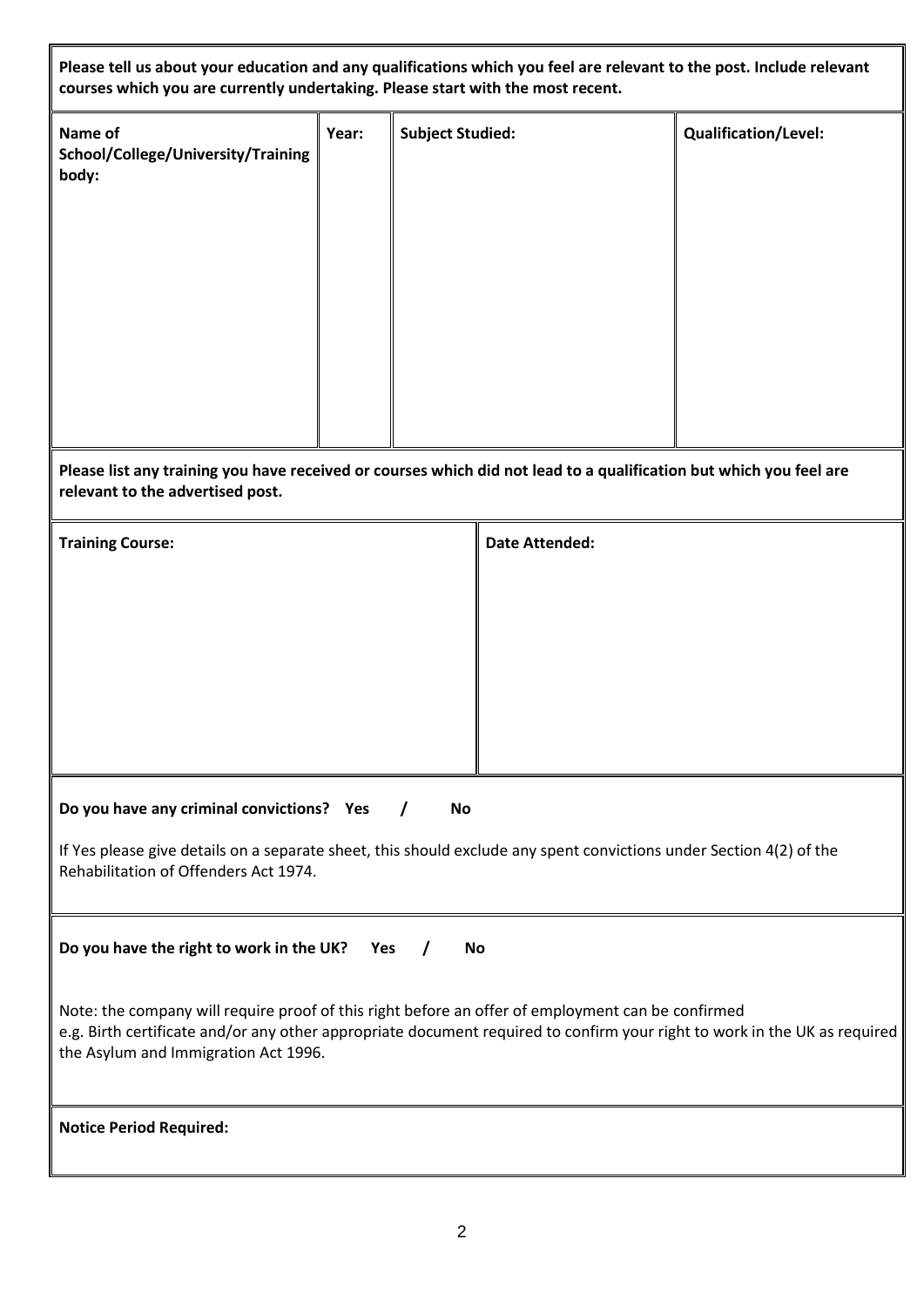**Please tell us about your education and any qualifications which you feel are relevant to the post. Include relevant courses which you are currently undertaking. Please start with the most recent.**

| Name of School/College/University/Training body: | Year: | Subject Studied: | Qualification/Level: |
| --- | --- | --- | --- |
| | | | |

**Please list any training you have received or courses which did not lead to a qualification but which you feel are relevant to the advertised post.**

| Training Course: | Date Attended: |
| --- | --- |
| | |

**Do you have any criminal convictions? Yes / No**

If Yes please give details on a separate sheet, this should exclude any spent convictions under Section 4(2) of the Rehabilitation of Offenders Act 1974.

**Do you have the right to work in the UK? Yes / No**

Note: the company will require proof of this right before an offer of employment can be confirmed
e.g. Birth certificate and/or any other appropriate document required to confirm your right to work in the UK as required the Asylum and Immigration Act 1996.

**Notice Period Required:**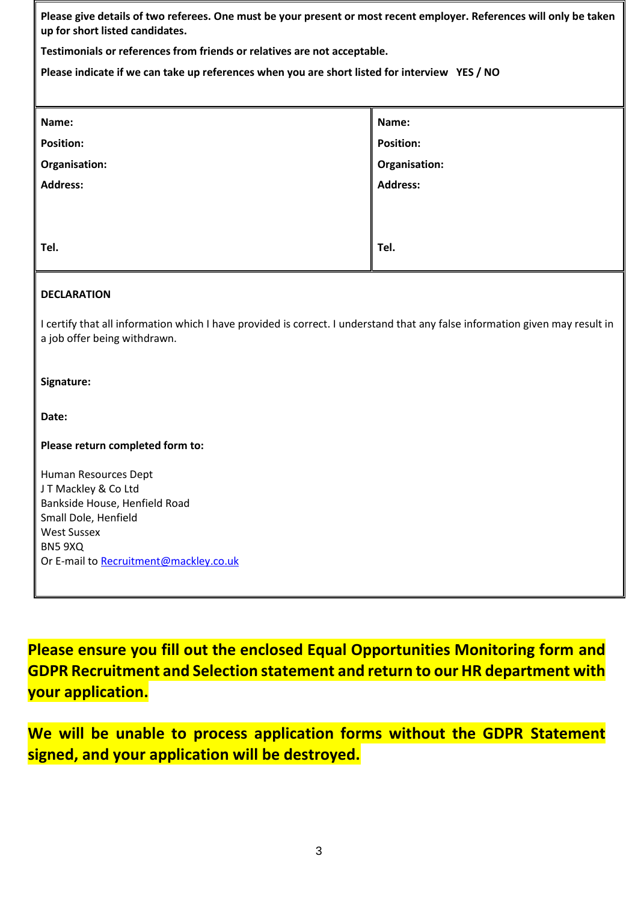**Please give details of two referees. One must be your present or most recent employer. References will only be taken up for short listed candidates.**

**Testimonials or references from friends or relatives are not acceptable.**

**Please indicate if we can take up references when you are short listed for interview YES / NO**

| | |
|---|---|
| **Name:** | **Name:** |
| **Position:** | **Position:** |
| **Organisation:** | **Organisation:** |
| **Address:** | **Address:** |
| **Tel.** | **Tel.** |

**DECLARATION**

I certify that all information which I have provided is correct. I understand that any false information given may result in a job offer being withdrawn.

**Signature:**

**Date:**

**Please return completed form to:**

Human Resources Dept
J T Mackley & Co Ltd
Bankside House, Henfield Road
Small Dole, Henfield
West Sussex
BN5 9XQ
Or E-mail to Recruitment@mackley.co.uk

**Please ensure you fill out the enclosed Equal Opportunities Monitoring form and GDPR Recruitment and Selection statement and return to our HR department with your application.**

**We will be unable to process application forms without the GDPR Statement signed, and your application will be destroyed.**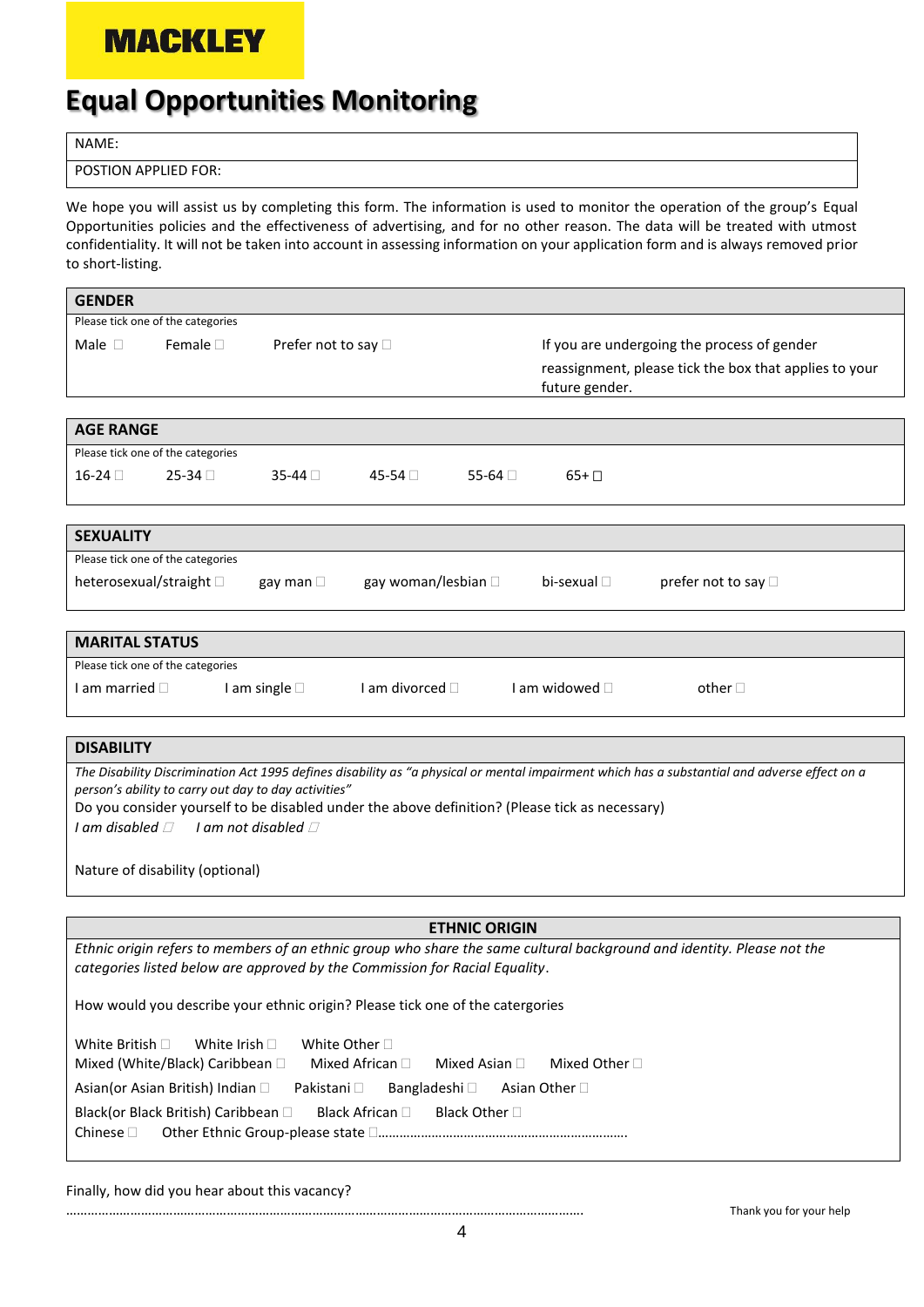MACKLEY

# Equal Opportunities Monitoring

| NAME: |
|---|
| POSTION APPLIED FOR: |

We hope you will assist us by completing this form. The information is used to monitor the operation of the group's Equal Opportunities policies and the effectiveness of advertising, and for no other reason. The data will be treated with utmost confidentiality. It will not be taken into account in assessing information on your application form and is always removed prior to short-listing.

## GENDER

Please tick one of the categories

Male ☐ Female ☐ Prefer not to say ☐

If you are undergoing the process of gender reassignment, please tick the box that applies to your future gender.

## AGE RANGE

Please tick one of the categories

16-24 ☐ 25-34 ☐ 35-44 ☐ 45-54 ☐ 55-64 ☐ 65+ ☐

## SEXUALITY

Please tick one of the categories

heterosexual/straight ☐ gay man ☐ gay woman/lesbian ☐ bi-sexual ☐ prefer not to say ☐

## MARITAL STATUS

Please tick one of the categories

I am married ☐ I am single ☐ I am divorced ☐ I am widowed ☐ other ☐

## DISABILITY

*The Disability Discrimination Act 1995 defines disability as "a physical or mental impairment which has a substantial and adverse effect on a person's ability to carry out day to day activities"*

Do you consider yourself to be disabled under the above definition? (Please tick as necessary)

*I am disabled* ☐ *I am not disabled* ☐

Nature of disability (optional)

## ETHNIC ORIGIN

*Ethnic origin refers to members of an ethnic group who share the same cultural background and identity. Please not the categories listed below are approved by the Commission for Racial Equality.*

How would you describe your ethnic origin? Please tick one of the catergories

White British ☐ White Irish ☐ White Other ☐

Mixed (White/Black) Caribbean ☐ Mixed African ☐ Mixed Asian ☐ Mixed Other ☐

Asian(or Asian British) Indian ☐ Pakistani ☐ Bangladeshi ☐ Asian Other ☐

Black(or Black British) Caribbean ☐ Black African ☐ Black Other ☐

Chinese ☐ Other Ethnic Group-please state ☐…………………………………………………………

Finally, how did you hear about this vacancy?

……………………………………………………………………………………………………………………

Thank you for your help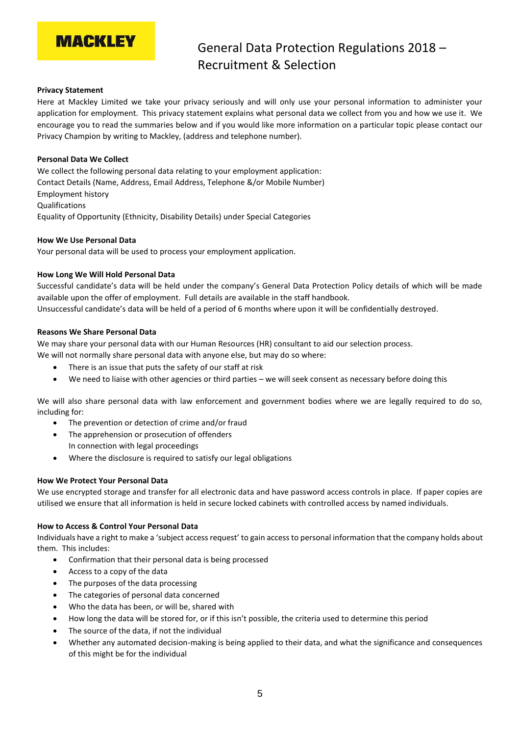MACKLEY

# General Data Protection Regulations 2018 – Recruitment & Selection

**Privacy Statement**

Here at Mackley Limited we take your privacy seriously and will only use your personal information to administer your application for employment. This privacy statement explains what personal data we collect from you and how we use it. We encourage you to read the summaries below and if you would like more information on a particular topic please contact our Privacy Champion by writing to Mackley, (address and telephone number).

**Personal Data We Collect**

We collect the following personal data relating to your employment application:
Contact Details (Name, Address, Email Address, Telephone &/or Mobile Number)
Employment history
Qualifications
Equality of Opportunity (Ethnicity, Disability Details) under Special Categories

**How We Use Personal Data**

Your personal data will be used to process your employment application.

**How Long We Will Hold Personal Data**

Successful candidate's data will be held under the company's General Data Protection Policy details of which will be made available upon the offer of employment. Full details are available in the staff handbook.
Unsuccessful candidate's data will be held of a period of 6 months where upon it will be confidentially destroyed.

**Reasons We Share Personal Data**

We may share your personal data with our Human Resources (HR) consultant to aid our selection process.
We will not normally share personal data with anyone else, but may do so where:

- There is an issue that puts the safety of our staff at risk
- We need to liaise with other agencies or third parties – we will seek consent as necessary before doing this

We will also share personal data with law enforcement and government bodies where we are legally required to do so, including for:

- The prevention or detection of crime and/or fraud
- The apprehension or prosecution of offenders
  In connection with legal proceedings
- Where the disclosure is required to satisfy our legal obligations

**How We Protect Your Personal Data**

We use encrypted storage and transfer for all electronic data and have password access controls in place. If paper copies are utilised we ensure that all information is held in secure locked cabinets with controlled access by named individuals.

**How to Access & Control Your Personal Data**

Individuals have a right to make a 'subject access request' to gain access to personal information that the company holds about them. This includes:

- Confirmation that their personal data is being processed
- Access to a copy of the data
- The purposes of the data processing
- The categories of personal data concerned
- Who the data has been, or will be, shared with
- How long the data will be stored for, or if this isn't possible, the criteria used to determine this period
- The source of the data, if not the individual
- Whether any automated decision-making is being applied to their data, and what the significance and consequences of this might be for the individual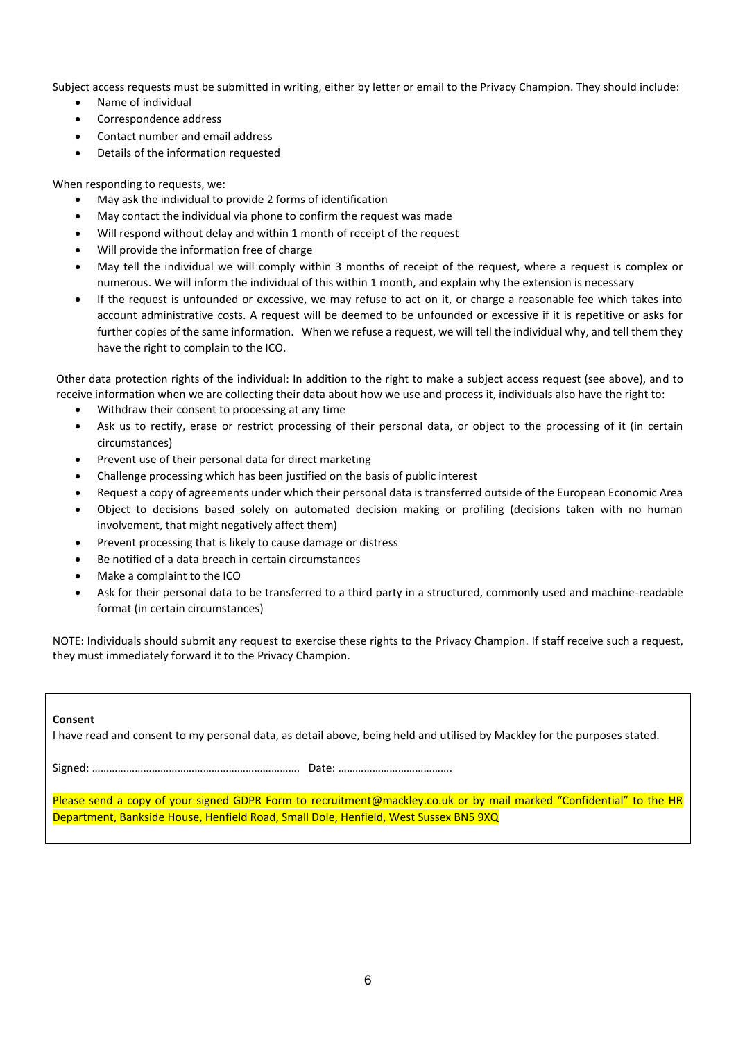Subject access requests must be submitted in writing, either by letter or email to the Privacy Champion. They should include:

- Name of individual
- Correspondence address
- Contact number and email address
- Details of the information requested

When responding to requests, we:

- May ask the individual to provide 2 forms of identification
- May contact the individual via phone to confirm the request was made
- Will respond without delay and within 1 month of receipt of the request
- Will provide the information free of charge
- May tell the individual we will comply within 3 months of receipt of the request, where a request is complex or numerous. We will inform the individual of this within 1 month, and explain why the extension is necessary
- If the request is unfounded or excessive, we may refuse to act on it, or charge a reasonable fee which takes into account administrative costs. A request will be deemed to be unfounded or excessive if it is repetitive or asks for further copies of the same information. When we refuse a request, we will tell the individual why, and tell them they have the right to complain to the ICO.

Other data protection rights of the individual: In addition to the right to make a subject access request (see above), and to receive information when we are collecting their data about how we use and process it, individuals also have the right to:

- Withdraw their consent to processing at any time
- Ask us to rectify, erase or restrict processing of their personal data, or object to the processing of it (in certain circumstances)
- Prevent use of their personal data for direct marketing
- Challenge processing which has been justified on the basis of public interest
- Request a copy of agreements under which their personal data is transferred outside of the European Economic Area
- Object to decisions based solely on automated decision making or profiling (decisions taken with no human involvement, that might negatively affect them)
- Prevent processing that is likely to cause damage or distress
- Be notified of a data breach in certain circumstances
- Make a complaint to the ICO
- Ask for their personal data to be transferred to a third party in a structured, commonly used and machine-readable format (in certain circumstances)

NOTE: Individuals should submit any request to exercise these rights to the Privacy Champion. If staff receive such a request, they must immediately forward it to the Privacy Champion.

**Consent**

I have read and consent to my personal data, as detail above, being held and utilised by Mackley for the purposes stated.

Signed: ………………………………………………………………. Date: ………………………………….

Please send a copy of your signed GDPR Form to recruitment@mackley.co.uk or by mail marked "Confidential" to the HR Department, Bankside House, Henfield Road, Small Dole, Henfield, West Sussex BN5 9XQ